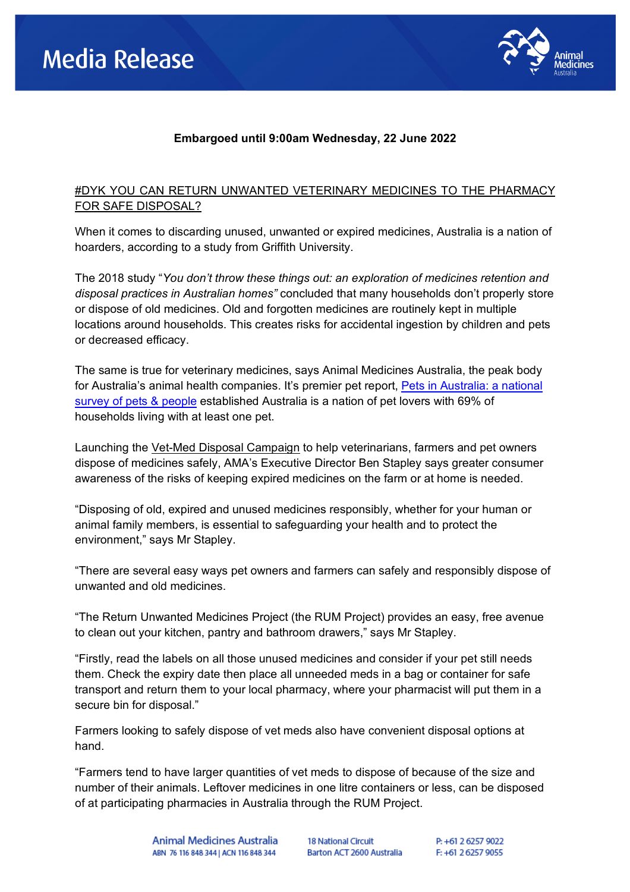# Media Release

**Embargoed until 9:00am Wednesday, 22 June 2022**

## #DYK YOU CAN RETURN UNWANTED VETERINARY MEDICINES TO THE PHARMACY FOR SAFE DISPOSAL?

When it comes to discarding unused, unwanted or expired medicines, Australia is a nation of hoarders, according to a study from Griffith University.

The 2018 study "*You don't throw these things out: an exploration of medicines retention and disposal practices in Australian homes"* concluded that many households don't properly store or dispose of old medicines. Old and forgotten medicines are routinely kept in multiple locations around households. This creates risks for accidental ingestion by children and pets or decreased efficacy.

The same is true for veterinary medicines, says Animal Medicines Australia, the peak body for Australia's animal health companies. It's premier pet report, Pets in Australia: a national survey of pets & people established Australia is a nation of pet lovers with 69% of households living with at least one pet.

Launching the Vet-Med Disposal Campaign to help veterinarians, farmers and pet owners dispose of medicines safely, AMA's Executive Director Ben Stapley says greater consumer awareness of the risks of keeping expired medicines on the farm or at home is needed.

"Disposing of old, expired and unused medicines responsibly, whether for your human or animal family members, is essential to safeguarding your health and to protect the environment," says Mr Stapley.

"There are several easy ways pet owners and farmers can safely and responsibly dispose of unwanted and old medicines.

"The Return Unwanted Medicines Project (the RUM Project) provides an easy, free avenue to clean out your kitchen, pantry and bathroom drawers," says Mr Stapley.

"Firstly, read the labels on all those unused medicines and consider if your pet still needs them. Check the expiry date then place all unneeded meds in a bag or container for safe transport and return them to your local pharmacy, where your pharmacist will put them in a secure bin for disposal."

Farmers looking to safely dispose of vet meds also have convenient disposal options at hand.

"Farmers tend to have larger quantities of vet meds to dispose of because of the size and number of their animals. Leftover medicines in one litre containers or less, can be disposed of at participating pharmacies in Australia through the RUM Project.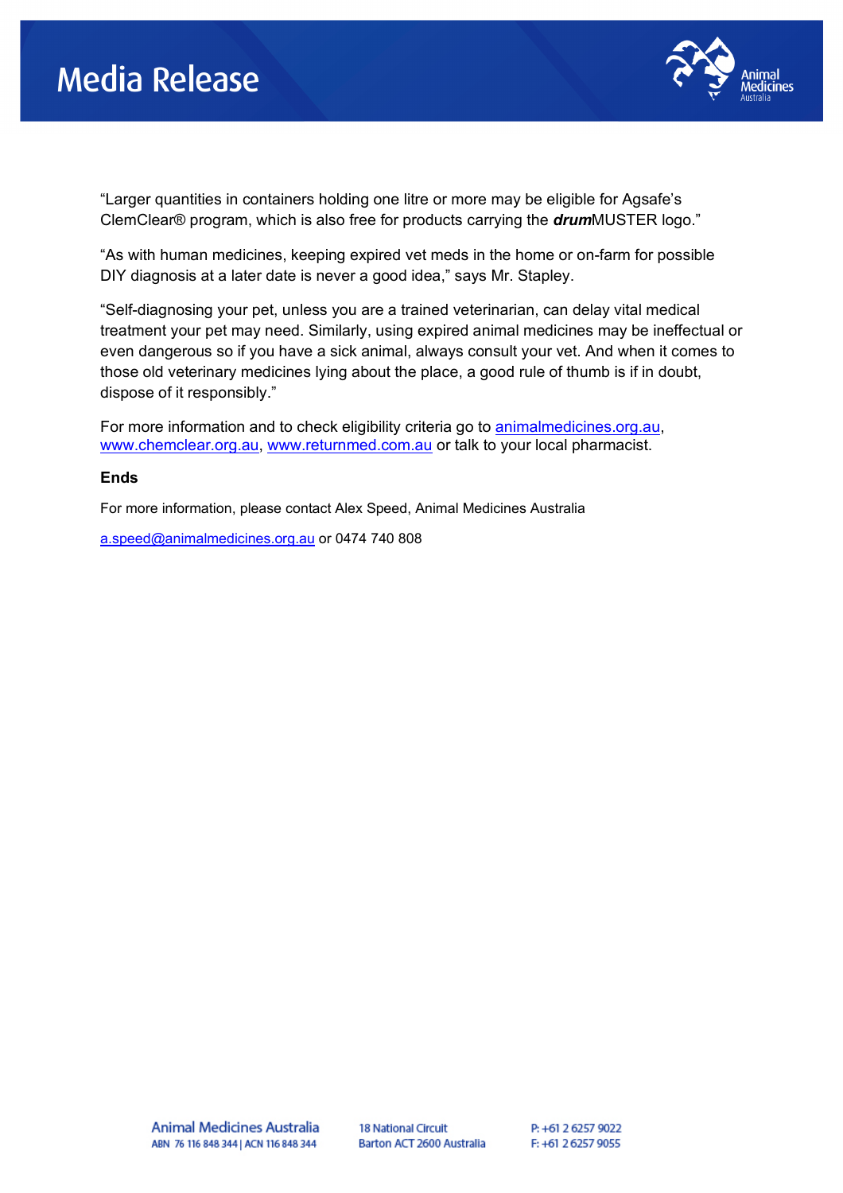“Larger quantities in containers holding one litre or more may be eligible for Agsafe’s ClemClear® program, which is also free for products carrying the ***drum***MUSTER logo.”

“As with human medicines, keeping expired vet meds in the home or on-farm for possible DIY diagnosis at a later date is never a good idea,” says Mr. Stapley.

“Self-diagnosing your pet, unless you are a trained veterinarian, can delay vital medical treatment your pet may need. Similarly, using expired animal medicines may be ineffectual or even dangerous so if you have a sick animal, always consult your vet. And when it comes to those old veterinary medicines lying about the place, a good rule of thumb is if in doubt, dispose of it responsibly.”

For more information and to check eligibility criteria go to animalmedicines.org.au, www.chemclear.org.au, www.returnmed.com.au or talk to your local pharmacist.

**Ends**

For more information, please contact Alex Speed, Animal Medicines Australia

a.speed@animalmedicines.org.au or 0474 740 808

Animal Medicines Australia
ABN 76 116 848 344 | ACN 116 848 344

18 National Circuit
Barton ACT 2600 Australia

P: +61 2 6257 9022
F: +61 2 6257 9055